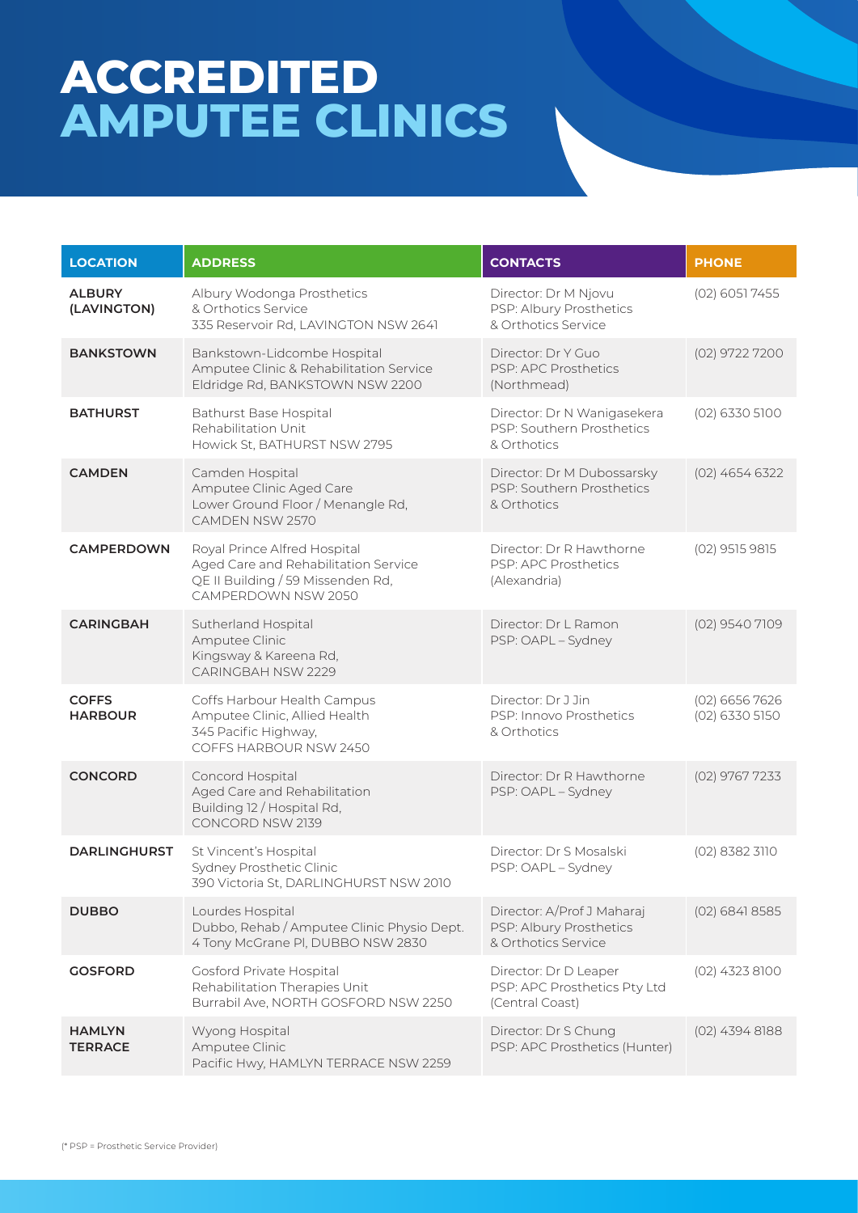# ACCREDITED AMPUTEE CLINICS

| LOCATION | ADDRESS | CONTACTS | PHONE |
|---|---|---|---|
| **ALBURY (LAVINGTON)** | Albury Wodonga Prosthetics & Orthotics Service<br>335 Reservoir Rd, LAVINGTON NSW 2641 | Director: Dr M Njovu<br>PSP: Albury Prosthetics & Orthotics Service | (02) 6051 7455 |
| **BANKSTOWN** | Bankstown-Lidcombe Hospital<br>Amputee Clinic & Rehabilitation Service<br>Eldridge Rd, BANKSTOWN NSW 2200 | Director: Dr Y Guo<br>PSP: APC Prosthetics (Northmead) | (02) 9722 7200 |
| **BATHURST** | Bathurst Base Hospital<br>Rehabilitation Unit<br>Howick St, BATHURST NSW 2795 | Director: Dr N Wanigasekera<br>PSP: Southern Prosthetics & Orthotics | (02) 6330 5100 |
| **CAMDEN** | Camden Hospital<br>Amputee Clinic Aged Care<br>Lower Ground Floor / Menangle Rd, CAMDEN NSW 2570 | Director: Dr M Dubossarsky<br>PSP: Southern Prosthetics & Orthotics | (02) 4654 6322 |
| **CAMPERDOWN** | Royal Prince Alfred Hospital<br>Aged Care and Rehabilitation Service<br>QE II Building / 59 Missenden Rd, CAMPERDOWN NSW 2050 | Director: Dr R Hawthorne<br>PSP: APC Prosthetics (Alexandria) | (02) 9515 9815 |
| **CARINGBAH** | Sutherland Hospital<br>Amputee Clinic<br>Kingsway & Kareena Rd, CARINGBAH NSW 2229 | Director: Dr L Ramon<br>PSP: OAPL – Sydney | (02) 9540 7109 |
| **COFFS HARBOUR** | Coffs Harbour Health Campus<br>Amputee Clinic, Allied Health<br>345 Pacific Highway, COFFS HARBOUR NSW 2450 | Director: Dr J Jin<br>PSP: Innovo Prosthetics & Orthotics | (02) 6656 7626<br>(02) 6330 5150 |
| **CONCORD** | Concord Hospital<br>Aged Care and Rehabilitation<br>Building 12 / Hospital Rd, CONCORD NSW 2139 | Director: Dr R Hawthorne<br>PSP: OAPL – Sydney | (02) 9767 7233 |
| **DARLINGHURST** | St Vincent's Hospital<br>Sydney Prosthetic Clinic<br>390 Victoria St, DARLINGHURST NSW 2010 | Director: Dr S Mosalski<br>PSP: OAPL – Sydney | (02) 8382 3110 |
| **DUBBO** | Lourdes Hospital<br>Dubbo, Rehab / Amputee Clinic Physio Dept.<br>4 Tony McGrane Pl, DUBBO NSW 2830 | Director: A/Prof J Maharaj<br>PSP: Albury Prosthetics & Orthotics Service | (02) 6841 8585 |
| **GOSFORD** | Gosford Private Hospital<br>Rehabilitation Therapies Unit<br>Burrabil Ave, NORTH GOSFORD NSW 2250 | Director: Dr D Leaper<br>PSP: APC Prosthetics Pty Ltd (Central Coast) | (02) 4323 8100 |
| **HAMLYN TERRACE** | Wyong Hospital<br>Amputee Clinic<br>Pacific Hwy, HAMLYN TERRACE NSW 2259 | Director: Dr S Chung<br>PSP: APC Prosthetics (Hunter) | (02) 4394 8188 |

(* PSP = Prosthetic Service Provider)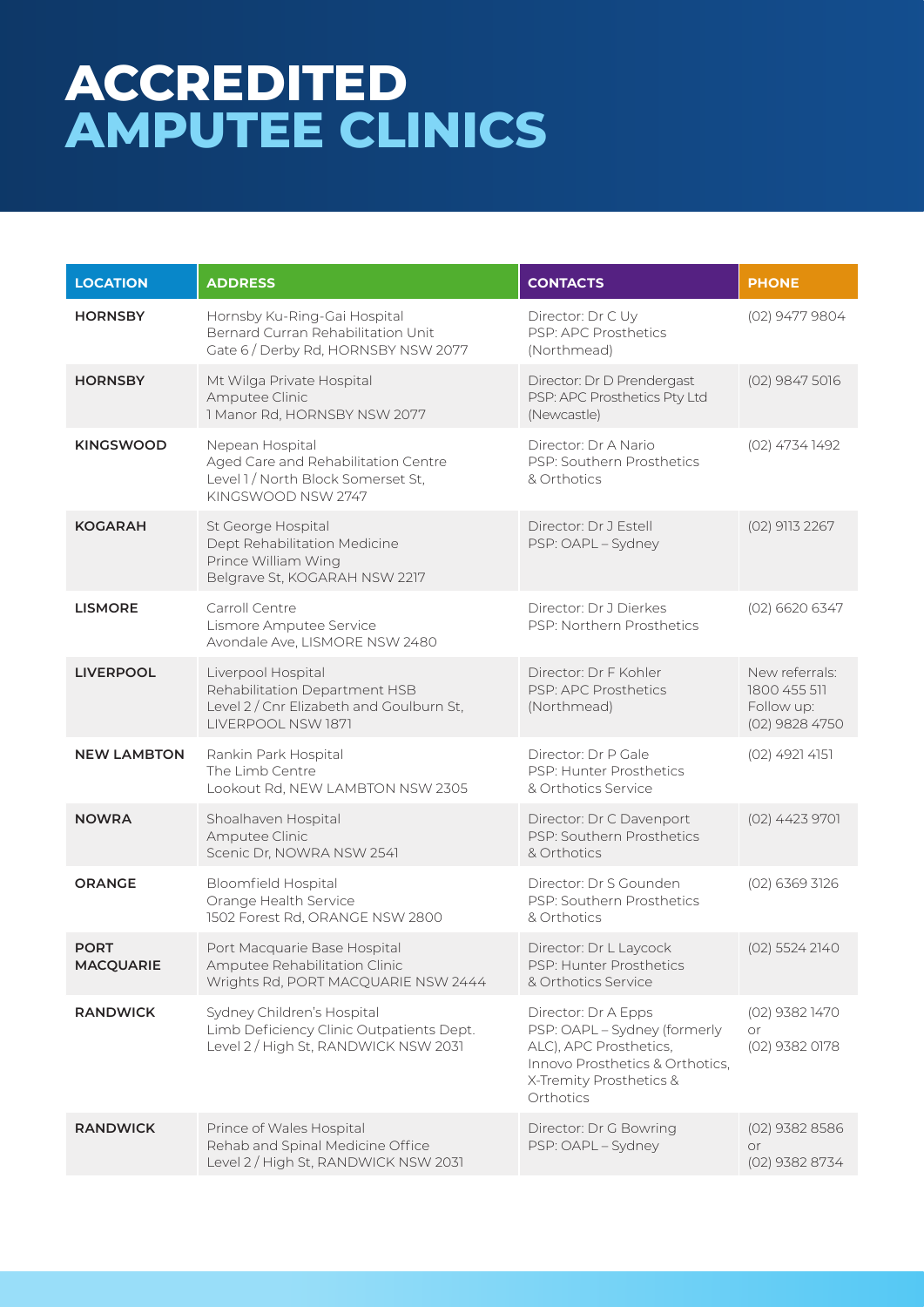# ACCREDITED AMPUTEE CLINICS

| LOCATION | ADDRESS | CONTACTS | PHONE |
|---|---|---|---|
| **HORNSBY** | Hornsby Ku-Ring-Gai Hospital<br>Bernard Curran Rehabilitation Unit<br>Gate 6 / Derby Rd, HORNSBY NSW 2077 | Director: Dr C Uy<br>PSP: APC Prosthetics (Northmead) | (02) 9477 9804 |
| **HORNSBY** | Mt Wilga Private Hospital<br>Amputee Clinic<br>1 Manor Rd, HORNSBY NSW 2077 | Director: Dr D Prendergast<br>PSP: APC Prosthetics Pty Ltd (Newcastle) | (02) 9847 5016 |
| **KINGSWOOD** | Nepean Hospital<br>Aged Care and Rehabilitation Centre<br>Level 1 / North Block Somerset St, KINGSWOOD NSW 2747 | Director: Dr A Nario<br>PSP: Southern Prosthetics & Orthotics | (02) 4734 1492 |
| **KOGARAH** | St George Hospital<br>Dept Rehabilitation Medicine<br>Prince William Wing<br>Belgrave St, KOGARAH NSW 2217 | Director: Dr J Estell<br>PSP: OAPL – Sydney | (02) 9113 2267 |
| **LISMORE** | Carroll Centre<br>Lismore Amputee Service<br>Avondale Ave, LISMORE NSW 2480 | Director: Dr J Dierkes<br>PSP: Northern Prosthetics | (02) 6620 6347 |
| **LIVERPOOL** | Liverpool Hospital<br>Rehabilitation Department HSB<br>Level 2 / Cnr Elizabeth and Goulburn St, LIVERPOOL NSW 1871 | Director: Dr F Kohler<br>PSP: APC Prosthetics (Northmead) | New referrals: 1800 455 511<br>Follow up: (02) 9828 4750 |
| **NEW LAMBTON** | Rankin Park Hospital<br>The Limb Centre<br>Lookout Rd, NEW LAMBTON NSW 2305 | Director: Dr P Gale<br>PSP: Hunter Prosthetics & Orthotics Service | (02) 4921 4151 |
| **NOWRA** | Shoalhaven Hospital<br>Amputee Clinic<br>Scenic Dr, NOWRA NSW 2541 | Director: Dr C Davenport<br>PSP: Southern Prosthetics & Orthotics | (02) 4423 9701 |
| **ORANGE** | Bloomfield Hospital<br>Orange Health Service<br>1502 Forest Rd, ORANGE NSW 2800 | Director: Dr S Gounden<br>PSP: Southern Prosthetics & Orthotics | (02) 6369 3126 |
| **PORT MACQUARIE** | Port Macquarie Base Hospital<br>Amputee Rehabilitation Clinic<br>Wrights Rd, PORT MACQUARIE NSW 2444 | Director: Dr L Laycock<br>PSP: Hunter Prosthetics & Orthotics Service | (02) 5524 2140 |
| **RANDWICK** | Sydney Children's Hospital<br>Limb Deficiency Clinic Outpatients Dept.<br>Level 2 / High St, RANDWICK NSW 2031 | Director: Dr A Epps<br>PSP: OAPL – Sydney (formerly ALC), APC Prosthetics, Innovo Prosthetics & Orthotics, X-Tremity Prosthetics & Orthotics | (02) 9382 1470<br>or<br>(02) 9382 0178 |
| **RANDWICK** | Prince of Wales Hospital<br>Rehab and Spinal Medicine Office<br>Level 2 / High St, RANDWICK NSW 2031 | Director: Dr G Bowring<br>PSP: OAPL – Sydney | (02) 9382 8586<br>or<br>(02) 9382 8734 |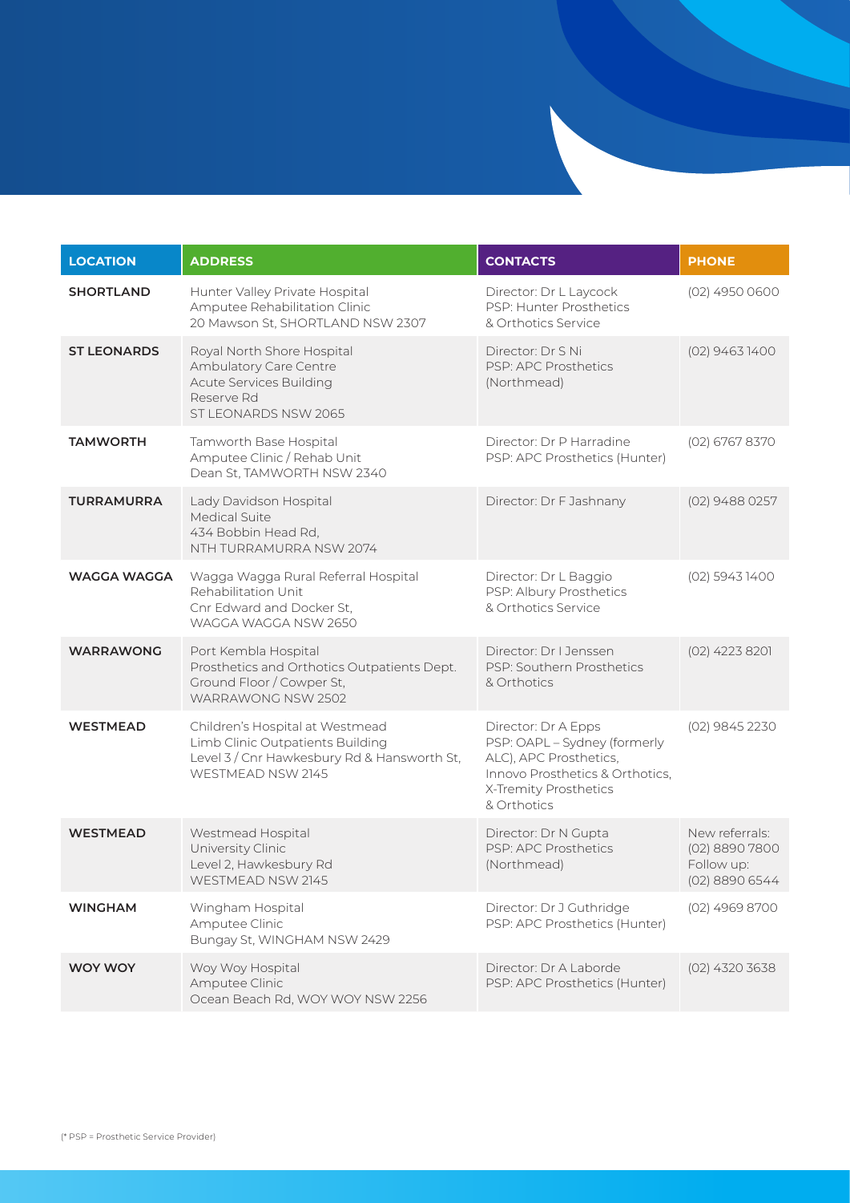| LOCATION | ADDRESS | CONTACTS | PHONE |
| --- | --- | --- | --- |
| **SHORTLAND** | Hunter Valley Private Hospital<br>Amputee Rehabilitation Clinic<br>20 Mawson St, SHORTLAND NSW 2307 | Director: Dr L Laycock<br>PSP: Hunter Prosthetics & Orthotics Service | (02) 4950 0600 |
| **ST LEONARDS** | Royal North Shore Hospital<br>Ambulatory Care Centre<br>Acute Services Building<br>Reserve Rd<br>ST LEONARDS NSW 2065 | Director: Dr S Ni<br>PSP: APC Prosthetics (Northmead) | (02) 9463 1400 |
| **TAMWORTH** | Tamworth Base Hospital<br>Amputee Clinic / Rehab Unit<br>Dean St, TAMWORTH NSW 2340 | Director: Dr P Harradine<br>PSP: APC Prosthetics (Hunter) | (02) 6767 8370 |
| **TURRAMURRA** | Lady Davidson Hospital<br>Medical Suite<br>434 Bobbin Head Rd,<br>NTH TURRAMURRA NSW 2074 | Director: Dr F Jashnany | (02) 9488 0257 |
| **WAGGA WAGGA** | Wagga Wagga Rural Referral Hospital<br>Rehabilitation Unit<br>Cnr Edward and Docker St,<br>WAGGA WAGGA NSW 2650 | Director: Dr L Baggio<br>PSP: Albury Prosthetics & Orthotics Service | (02) 5943 1400 |
| **WARRAWONG** | Port Kembla Hospital<br>Prosthetics and Orthotics Outpatients Dept.<br>Ground Floor / Cowper St,<br>WARRAWONG NSW 2502 | Director: Dr I Jenssen<br>PSP: Southern Prosthetics & Orthotics | (02) 4223 8201 |
| **WESTMEAD** | Children's Hospital at Westmead<br>Limb Clinic Outpatients Building<br>Level 3 / Cnr Hawkesbury Rd & Hansworth St,<br>WESTMEAD NSW 2145 | Director: Dr A Epps<br>PSP: OAPL – Sydney (formerly ALC), APC Prosthetics, Innovo Prosthetics & Orthotics, X-Tremity Prosthetics & Orthotics | (02) 9845 2230 |
| **WESTMEAD** | Westmead Hospital<br>University Clinic<br>Level 2, Hawkesbury Rd<br>WESTMEAD NSW 2145 | Director: Dr N Gupta<br>PSP: APC Prosthetics (Northmead) | New referrals: (02) 8890 7800<br>Follow up: (02) 8890 6544 |
| **WINGHAM** | Wingham Hospital<br>Amputee Clinic<br>Bungay St, WINGHAM NSW 2429 | Director: Dr J Guthridge<br>PSP: APC Prosthetics (Hunter) | (02) 4969 8700 |
| **WOY WOY** | Woy Woy Hospital<br>Amputee Clinic<br>Ocean Beach Rd, WOY WOY NSW 2256 | Director: Dr A Laborde<br>PSP: APC Prosthetics (Hunter) | (02) 4320 3638 |

(* PSP = Prosthetic Service Provider)